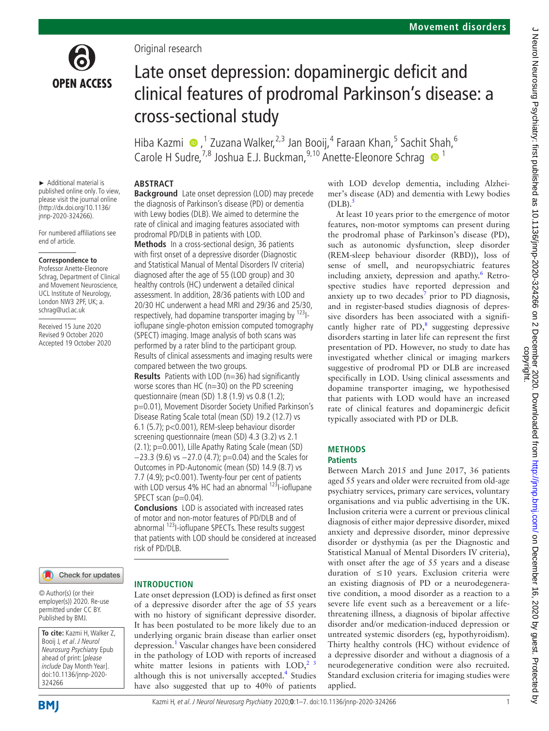Original research

# Late onset depression: dopaminergic deficit and clinical features of prodromal Parkinson's disease: a cross-sectional study

Hiba Kazmi ,[1] Zuzana Walker,[2,3] Jan Booij,[4] Faraan Khan,[5] Sachit Shah,[6] Carole H Sudre,[7,8] Joshua E.J. Buckman,[9,10] Anette-Eleonore Schrag [1]

► Additional material is published online only. To view, please visit the journal online (http://dx.doi.org/10.1136/jnnp-2020-324266).

For numbered affiliations see end of article.

**Correspondence to**
Professor Anette-Eleonore Schrag, Department of Clinical and Movement Neuroscience, UCL Institute of Neurology, London NW3 2PF, UK; a.schrag@ucl.ac.uk

Received 15 June 2020
Revised 9 October 2020
Accepted 19 October 2020

© Author(s) (or their employer(s)) 2020. Re-use permitted under CC BY. Published by BMJ.

**To cite:** Kazmi H, Walker Z, Booij J, et al. J Neurol Neurosurg Psychiatry Epub ahead of print: [please include Day Month Year]. doi:10.1136/jnnp-2020-324266

## ABSTRACT

**Background** Late onset depression (LOD) may precede the diagnosis of Parkinson's disease (PD) or dementia with Lewy bodies (DLB). We aimed to determine the rate of clinical and imaging features associated with prodromal PD/DLB in patients with LOD.

**Methods** In a cross-sectional design, 36 patients with first onset of a depressive disorder (Diagnostic and Statistical Manual of Mental Disorders IV criteria) diagnosed after the age of 55 (LOD group) and 30 healthy controls (HC) underwent a detailed clinical assessment. In addition, 28/36 patients with LOD and 20/30 HC underwent a head MRI and 29/36 and 25/30, respectively, had dopamine transporter imaging by $^{123}$I-ioflupane single-photon emission computed tomography (SPECT) imaging. Image analysis of both scans was performed by a rater blind to the participant group. Results of clinical assessments and imaging results were compared between the two groups.

**Results** Patients with LOD (n=36) had significantly worse scores than HC (n=30) on the PD screening questionnaire (mean (SD) 1.8 (1.9) vs 0.8 (1.2); p=0.01), Movement Disorder Society Unified Parkinson's Disease Rating Scale total (mean (SD) 19.2 (12.7) vs 6.1 (5.7); p<0.001), REM-sleep behaviour disorder screening questionnaire (mean (SD) 4.3 (3.2) vs 2.1 (2.1); p=0.001), Lille Apathy Rating Scale (mean (SD) −23.3 (9.6) vs −27.0 (4.7); p=0.04) and the Scales for Outcomes in PD-Autonomic (mean (SD) 14.9 (8.7) vs 7.7 (4.9); p<0.001). Twenty-four per cent of patients with LOD versus 4% HC had an abnormal $^{123}$I-ioflupane SPECT scan (p=0.04).

**Conclusions** LOD is associated with increased rates of motor and non-motor features of PD/DLB and of abnormal $^{123}$I-ioflupane SPECTs. These results suggest that patients with LOD should be considered at increased risk of PD/DLB.

## INTRODUCTION

Late onset depression (LOD) is defined as first onset of a depressive disorder after the age of 55 years with no history of significant depressive disorder. It has been postulated to be more likely due to an underlying organic brain disease than earlier onset depression.[1] Vascular changes have been considered in the pathology of LOD with reports of increased white matter lesions in patients with LOD,[2,3] although this is not universally accepted.[4] Studies have also suggested that up to 40% of patients with LOD develop dementia, including Alzheimer's disease (AD) and dementia with Lewy bodies (DLB).[5]

At least 10 years prior to the emergence of motor features, non-motor symptoms can present during the prodromal phase of Parkinson's disease (PD), such as autonomic dysfunction, sleep disorder (REM-sleep behaviour disorder (RBD)), loss of sense of smell, and neuropsychiatric features including anxiety, depression and apathy.[6] Retrospective studies have reported depression and anxiety up to two decades[7] prior to PD diagnosis, and in register-based studies diagnosis of depressive disorders has been associated with a significantly higher rate of PD,[8] suggesting depressive disorders starting in later life can represent the first presentation of PD. However, no study to date has investigated whether clinical or imaging markers suggestive of prodromal PD or DLB are increased specifically in LOD. Using clinical assessments and dopamine transporter imaging, we hypothesised that patients with LOD would have an increased rate of clinical features and dopaminergic deficit typically associated with PD or DLB.

## METHODS

### Patients

Between March 2015 and June 2017, 36 patients aged 55 years and older were recruited from old-age psychiatry services, primary care services, voluntary organisations and via public advertising in the UK. Inclusion criteria were a current or previous clinical diagnosis of either major depressive disorder, mixed anxiety and depressive disorder, minor depressive disorder or dysthymia (as per the Diagnostic and Statistical Manual of Mental Disorders IV criteria), with onset after the age of 55 years and a disease duration of ≤10 years. Exclusion criteria were an existing diagnosis of PD or a neurodegenerative condition, a mood disorder as a reaction to a severe life event such as a bereavement or a life-threatening illness, a diagnosis of bipolar affective disorder and/or medication-induced depression or untreated systemic disorders (eg, hypothyroidism). Thirty healthy controls (HC) without evidence of a depressive disorder and without a diagnosis of a neurodegenerative condition were also recruited. Standard exclusion criteria for imaging studies were applied.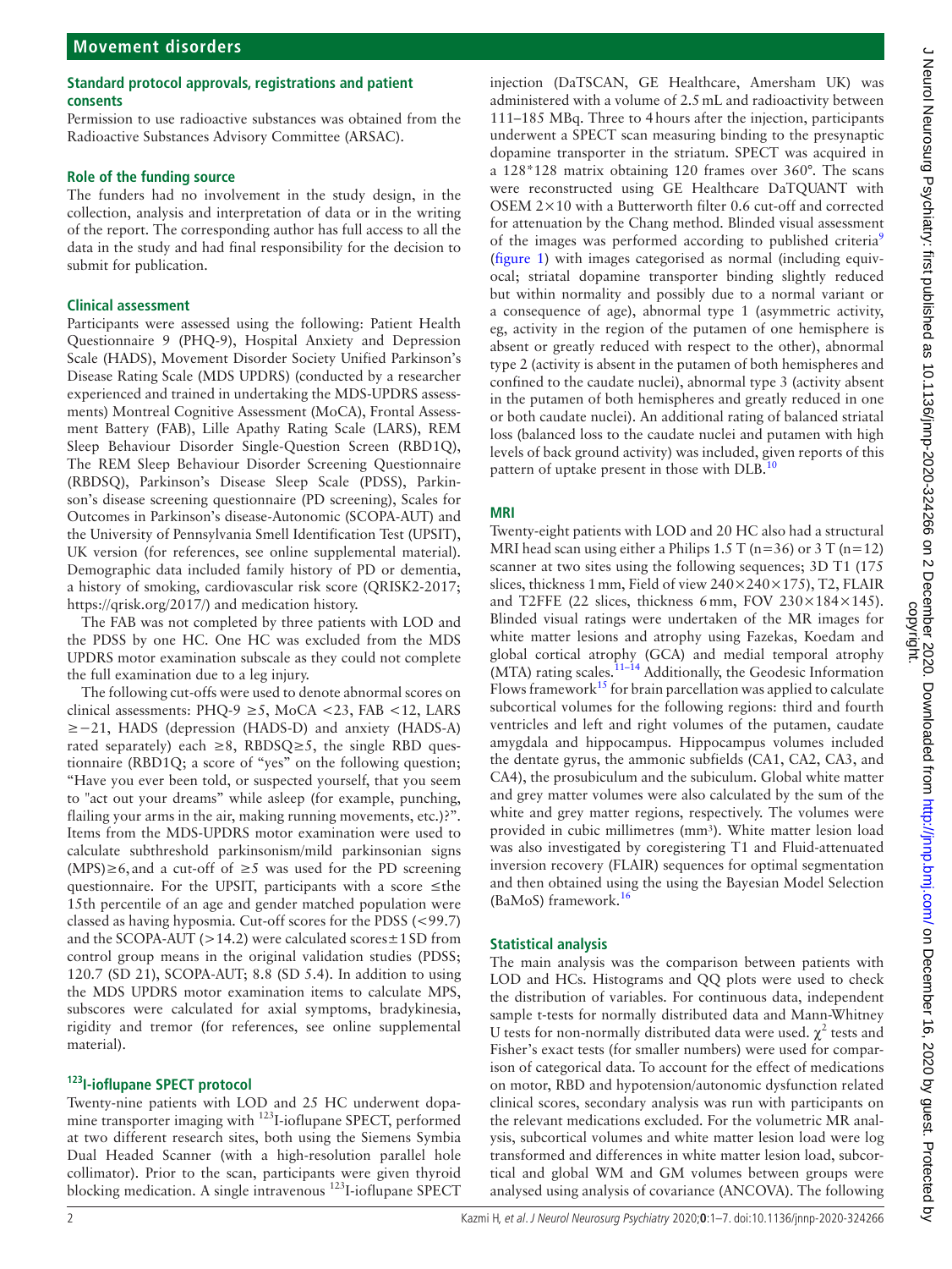### Standard protocol approvals, registrations and patient consents

Permission to use radioactive substances was obtained from the Radioactive Substances Advisory Committee (ARSAC).

### Role of the funding source

The funders had no involvement in the study design, in the collection, analysis and interpretation of data or in the writing of the report. The corresponding author has full access to all the data in the study and had final responsibility for the decision to submit for publication.

### Clinical assessment

Participants were assessed using the following: Patient Health Questionnaire 9 (PHQ-9), Hospital Anxiety and Depression Scale (HADS), Movement Disorder Society Unified Parkinson's Disease Rating Scale (MDS UPDRS) (conducted by a researcher experienced and trained in undertaking the MDS-UPDRS assessments) Montreal Cognitive Assessment (MoCA), Frontal Assessment Battery (FAB), Lille Apathy Rating Scale (LARS), REM Sleep Behaviour Disorder Single-Question Screen (RBD1Q), The REM Sleep Behaviour Disorder Screening Questionnaire (RBDSQ), Parkinson's Disease Sleep Scale (PDSS), Parkinson's disease screening questionnaire (PD screening), Scales for Outcomes in Parkinson's disease-Autonomic (SCOPA-AUT) and the University of Pennsylvania Smell Identification Test (UPSIT), UK version (for references, see online supplemental material). Demographic data included family history of PD or dementia, a history of smoking, cardiovascular risk score (QRISK2-2017; https://qrisk.org/2017/) and medication history.

The FAB was not completed by three patients with LOD and the PDSS by one HC. One HC was excluded from the MDS UPDRS motor examination subscale as they could not complete the full examination due to a leg injury.

The following cut-offs were used to denote abnormal scores on clinical assessments: PHQ-9 ≥5, MoCA <23, FAB <12, LARS ≥−21, HADS (depression (HADS-D) and anxiety (HADS-A) rated separately) each ≥8, RBDSQ≥5, the single RBD questionnaire (RBD1Q; a score of "yes" on the following question; "Have you ever been told, or suspected yourself, that you seem to "act out your dreams" while asleep (for example, punching, flailing your arms in the air, making running movements, etc.)?". Items from the MDS-UPDRS motor examination were used to calculate subthreshold parkinsonism/mild parkinsonian signs (MPS)≥6, and a cut-off of ≥5 was used for the PD screening questionnaire. For the UPSIT, participants with a score ≤the 15th percentile of an age and gender matched population were classed as having hyposmia. Cut-off scores for the PDSS (<99.7) and the SCOPA-AUT (>14.2) were calculated scores±1 SD from control group means in the original validation studies (PDSS; 120.7 (SD 21), SCOPA-AUT; 8.8 (SD 5.4). In addition to using the MDS UPDRS motor examination items to calculate MPS, subscores were calculated for axial symptoms, bradykinesia, rigidity and tremor (for references, see online supplemental material).

### $^{123}$I-ioflupane SPECT protocol

Twenty-nine patients with LOD and 25 HC underwent dopamine transporter imaging with $^{123}$I-ioflupane SPECT, performed at two different research sites, both using the Siemens Symbia Dual Headed Scanner (with a high-resolution parallel hole collimator). Prior to the scan, participants were given thyroid blocking medication. A single intravenous $^{123}$I-ioflupane SPECT injection (DaTSCAN, GE Healthcare, Amersham UK) was administered with a volume of 2.5 mL and radioactivity between 111–185 MBq. Three to 4 hours after the injection, participants underwent a SPECT scan measuring binding to the presynaptic dopamine transporter in the striatum. SPECT was acquired in a 128*128 matrix obtaining 120 frames over 360°. The scans were reconstructed using GE Healthcare DaTQUANT with OSEM 2×10 with a Butterworth filter 0.6 cut-off and corrected for attenuation by the Chang method. Blinded visual assessment of the images was performed according to published criteria[9] (figure 1) with images categorised as normal (including equivocal; striatal dopamine transporter binding slightly reduced but within normality and possibly due to a normal variant or a consequence of age), abnormal type 1 (asymmetric activity, eg, activity in the region of the putamen of one hemisphere is absent or greatly reduced with respect to the other), abnormal type 2 (activity is absent in the putamen of both hemispheres and confined to the caudate nuclei), abnormal type 3 (activity absent in the putamen of both hemispheres and greatly reduced in one or both caudate nuclei). An additional rating of balanced striatal loss (balanced loss to the caudate nuclei and putamen with high levels of back ground activity) was included, given reports of this pattern of uptake present in those with DLB.[10]

### MRI

Twenty-eight patients with LOD and 20 HC also had a structural MRI head scan using either a Philips 1.5 T (n=36) or 3 T (n=12) scanner at two sites using the following sequences; 3D T1 (175 slices, thickness 1 mm, Field of view 240×240×175), T2, FLAIR and T2FFE (22 slices, thickness 6 mm, FOV 230×184×145). Blinded visual ratings were undertaken of the MR images for white matter lesions and atrophy using Fazekas, Koedam and global cortical atrophy (GCA) and medial temporal atrophy (MTA) rating scales.[11–14] Additionally, the Geodesic Information Flows framework[15] for brain parcellation was applied to calculate subcortical volumes for the following regions: third and fourth ventricles and left and right volumes of the putamen, caudate amygdala and hippocampus. Hippocampus volumes included the dentate gyrus, the ammonic subfields (CA1, CA2, CA3, and CA4), the prosubiculum and the subiculum. Global white matter and grey matter volumes were also calculated by the sum of the white and grey matter regions, respectively. The volumes were provided in cubic millimetres (mm$^3$). White matter lesion load was also investigated by coregistering T1 and Fluid-attenuated inversion recovery (FLAIR) sequences for optimal segmentation and then obtained using the using the Bayesian Model Selection (BaMoS) framework.[16]

### Statistical analysis

The main analysis was the comparison between patients with LOD and HCs. Histograms and QQ plots were used to check the distribution of variables. For continuous data, independent sample t-tests for normally distributed data and Mann-Whitney U tests for non-normally distributed data were used. $\chi^2$ tests and Fisher's exact tests (for smaller numbers) were used for comparison of categorical data. To account for the effect of medications on motor, RBD and hypotension/autonomic dysfunction related clinical scores, secondary analysis was run with participants on the relevant medications excluded. For the volumetric MR analysis, subcortical volumes and white matter lesion load were log transformed and differences in white matter lesion load, subcortical and global WM and GM volumes between groups were analysed using analysis of covariance (ANCOVA). The following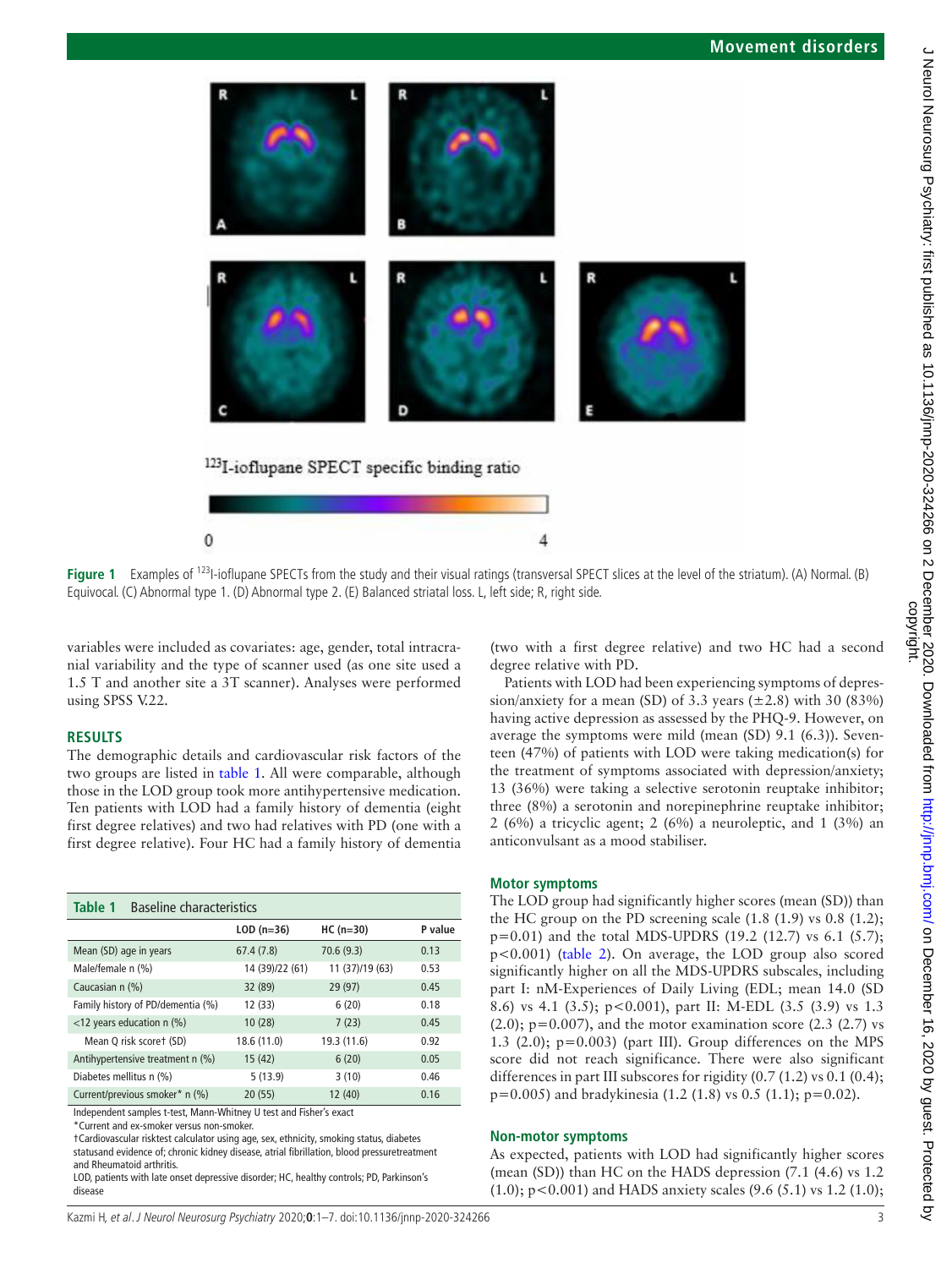Figure 1 Examples of $^{123}$I-ioflupane SPECTs from the study and their visual ratings (transversal SPECT slices at the level of the striatum). (A) Normal. (B) Equivocal. (C) Abnormal type 1. (D) Abnormal type 2. (E) Balanced striatal loss. L, left side; R, right side.

variables were included as covariates: age, gender, total intracranial variability and the type of scanner used (as one site used a 1.5 T and another site a 3T scanner). Analyses were performed using SPSS V.22.

## RESULTS

The demographic details and cardiovascular risk factors of the two groups are listed in table 1. All were comparable, although those in the LOD group took more antihypertensive medication. Ten patients with LOD had a family history of dementia (eight first degree relatives) and two had relatives with PD (one with a first degree relative). Four HC had a family history of dementia (two with a first degree relative) and two HC had a second degree relative with PD.

Patients with LOD had been experiencing symptoms of depression/anxiety for a mean (SD) of 3.3 years (±2.8) with 30 (83%) having active depression as assessed by the PHQ-9. However, on average the symptoms were mild (mean (SD) 9.1 (6.3)). Seventeen (47%) of patients with LOD were taking medication(s) for the treatment of symptoms associated with depression/anxiety; 13 (36%) were taking a selective serotonin reuptake inhibitor; three (8%) a serotonin and norepinephrine reuptake inhibitor; 2 (6%) a tricyclic agent; 2 (6%) a neuroleptic, and 1 (3%) an anticonvulsant as a mood stabiliser.

**Table 1** Baseline characteristics

| | LOD (n=36) | HC (n=30) | P value |
|---|---|---|---|
| Mean (SD) age in years | 67.4 (7.8) | 70.6 (9.3) | 0.13 |
| Male/female n (%) | 14 (39)/22 (61) | 11 (37)/19 (63) | 0.53 |
| Caucasian n (%) | 32 (89) | 29 (97) | 0.45 |
| Family history of PD/dementia (%) | 12 (33) | 6 (20) | 0.18 |
| <12 years education n (%) | 10 (28) | 7 (23) | 0.45 |
| Mean Q risk score† (SD) | 18.6 (11.0) | 19.3 (11.6) | 0.92 |
| Antihypertensive treatment n (%) | 15 (42) | 6 (20) | 0.05 |
| Diabetes mellitus n (%) | 5 (13.9) | 3 (10) | 0.46 |
| Current/previous smoker* n (%) | 20 (55) | 12 (40) | 0.16 |

Independent samples t-test, Mann-Whitney U test and Fisher's exact

*Current and ex-smoker versus non-smoker.

†Cardiovascular risktest calculator using age, sex, ethnicity, smoking status, diabetes statusand evidence of; chronic kidney disease, atrial fibrillation, blood pressuretreatment and Rheumatoid arthritis.

LOD, patients with late onset depressive disorder; HC, healthy controls; PD, Parkinson's disease

### Motor symptoms

The LOD group had significantly higher scores (mean (SD)) than the HC group on the PD screening scale (1.8 (1.9) vs 0.8 (1.2); p=0.01) and the total MDS-UPDRS (19.2 (12.7) vs 6.1 (5.7); p<0.001) (table 2). On average, the LOD group also scored significantly higher on all the MDS-UPDRS subscales, including part I: nM-Experiences of Daily Living (EDL; mean 14.0 (SD 8.6) vs 4.1 (3.5); p<0.001), part II: M-EDL (3.5 (3.9) vs 1.3 (2.0); p=0.007), and the motor examination score (2.3 (2.7) vs 1.3 (2.0); p=0.003) (part III). Group differences on the MPS score did not reach significance. There were also significant differences in part III subscores for rigidity (0.7 (1.2) vs 0.1 (0.4); p=0.005) and bradykinesia (1.2 (1.8) vs 0.5 (1.1); p=0.02).

### Non-motor symptoms

As expected, patients with LOD had significantly higher scores (mean (SD)) than HC on the HADS depression (7.1 (4.6) vs 1.2 (1.0); p<0.001) and HADS anxiety scales (9.6 (5.1) vs 1.2 (1.0);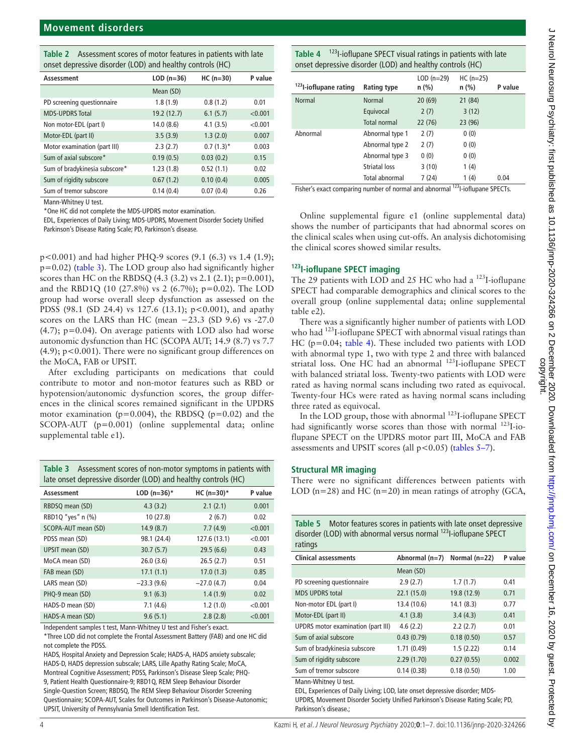**Table 2** Assessment scores of motor features in patients with late onset depressive disorder (LOD) and healthy controls (HC)

| Assessment | LOD (n=36) | HC (n=30) | P value |
|---|---|---|---|
| | Mean (SD) | | |
| PD screening questionnaire | 1.8 (1.9) | 0.8 (1.2) | 0.01 |
| MDS-UPDRS Total | 19.2 (12.7) | 6.1 (5.7) | <0.001 |
| Non motor-EDL (part I) | 14.0 (8.6) | 4.1 (3.5) | <0.001 |
| Motor-EDL (part II) | 3.5 (3.9) | 1.3 (2.0) | 0.007 |
| Motor examination (part III) | 2.3 (2.7) | 0.7 (1.3)* | 0.003 |
| Sum of axial subscore* | 0.19 (0.5) | 0.03 (0.2) | 0.15 |
| Sum of bradykinesia subscore* | 1.23 (1.8) | 0.52 (1.1) | 0.02 |
| Sum of rigidity subscore | 0.67 (1.2) | 0.10 (0.4) | 0.005 |
| Sum of tremor subscore | 0.14 (0.4) | 0.07 (0.4) | 0.26 |

Mann-Whitney U test.

*One HC did not complete the MDS-UPDRS motor examination.

EDL, Experiences of Daily Living; MDS-UPDRS, Movement Disorder Society Unified Parkinson's Disease Rating Scale; PD, Parkinson's disease.

p<0.001) and had higher PHQ-9 scores (9.1 (6.3) vs 1.4 (1.9); p=0.02) (table 3). The LOD group also had significantly higher scores than HC on the RBDSQ (4.3 (3.2) vs 2.1 (2.1); p=0.001), and the RBD1Q (10 (27.8%) vs 2 (6.7%); p=0.02). The LOD group had worse overall sleep dysfunction as assessed on the PDSS (98.1 (SD 24.4) vs 127.6 (13.1); p<0.001), and apathy scores on the LARS than HC (mean −23.3 (SD 9.6) vs -27.0 (4.7); p=0.04). On average patients with LOD also had worse autonomic dysfunction than HC (SCOPA AUT; 14.9 (8.7) vs 7.7 (4.9); p<0.001). There were no significant group differences on the MoCA, FAB or UPSIT.

After excluding participants on medications that could contribute to motor and non-motor features such as RBD or hypotension/autonomic dysfunction scores, the group differences in the clinical scores remained significant in the UPDRS motor examination (p=0.004), the RBDSQ (p=0.02) and the SCOPA-AUT (p=0.001) (online supplemental data; online supplemental table e1).

**Table 3** Assessment scores of non-motor symptoms in patients with late onset depressive disorder (LOD) and healthy controls (HC)

| Assessment | LOD (n=36)* | HC (n=30)* | P value |
|---|---|---|---|
| RBDSQ mean (SD) | 4.3 (3.2) | 2.1 (2.1) | 0.001 |
| RBD1Q "yes" n (%) | 10 (27.8) | 2 (6.7) | 0.02 |
| SCOPA-AUT mean (SD) | 14.9 (8.7) | 7.7 (4.9) | <0.001 |
| PDSS mean (SD) | 98.1 (24.4) | 127.6 (13.1) | <0.001 |
| UPSIT mean (SD) | 30.7 (5.7) | 29.5 (6.6) | 0.43 |
| MoCA mean (SD) | 26.0 (3.6) | 26.5 (2.7) | 0.51 |
| FAB mean (SD) | 17.1 (1.1) | 17.0 (1.3) | 0.85 |
| LARS mean (SD) | −23.3 (9.6) | −27.0 (4.7) | 0.04 |
| PHQ-9 mean (SD) | 9.1 (6.3) | 1.4 (1.9) | 0.02 |
| HADS-D mean (SD) | 7.1 (4.6) | 1.2 (1.0) | <0.001 |
| HADS-A mean (SD) | 9.6 (5.1) | 2.8 (2.8) | <0.001 |

Independent samples t test, Mann-Whitney U test and Fisher's exact.

*Three LOD did not complete the Frontal Assessment Battery (FAB) and one HC did not complete the PDSS.

HADS, Hospital Anxiety and Depression Scale; HADS-A, HADS anxiety subscale; HADS-D, HADS depression subscale; LARS, Lille Apathy Rating Scale; MoCA, Montreal Cognitive Assessment; PDSS, Parkinson's Disease Sleep Scale; PHQ-9, Patient Health Questionnaire-9; RBD1Q, REM Sleep Behaviour Disorder Single-Question Screen; RBDSQ, The REM Sleep Behaviour Disorder Screening Questionnaire; SCOPA-AUT, Scales for Outcomes in Parkinson's Disease-Autonomic; UPSIT, University of Pennsylvania Smell Identification Test.

**Table 4** $^{123}$I-ioflupane SPECT visual ratings in patients with late onset depressive disorder (LOD) and healthy controls (HC)

| $^{123}$I-ioflupane rating | Rating type | LOD (n=29) n (%) | HC (n=25) n (%) | P value |
|---|---|---|---|---|
| Normal | Normal | 20 (69) | 21 (84) | |
| | Equivocal | 2 (7) | 3 (12) | |
| | Total normal | 22 (76) | 23 (96) | |
| Abnormal | Abnormal type 1 | 2 (7) | 0 (0) | |
| | Abnormal type 2 | 2 (7) | 0 (0) | |
| | Abnormal type 3 | 0 (0) | 0 (0) | |
| | Striatal loss | 3 (10) | 1 (4) | |
| | Total abnormal | 7 (24) | 1 (4) | 0.04 |

Fisher's exact comparing number of normal and abnormal $^{123}$I-ioflupane SPECTs.

Online supplemental figure e1 (online supplemental data) shows the number of participants that had abnormal scores on the clinical scales when using cut-offs. An analysis dichotomising the clinical scores showed similar results.

## $^{123}$I-ioflupane SPECT imaging

The 29 patients with LOD and 25 HC who had a $^{123}$I-ioflupane SPECT had comparable demographics and clinical scores to the overall group (online supplemental data; online supplemental table e2).

There was a significantly higher number of patients with LOD who had $^{123}$I-ioflupane SPECT with abnormal visual ratings than HC (p=0.04; table 4). These included two patients with LOD with abnormal type 1, two with type 2 and three with balanced striatal loss. One HC had an abnormal $^{123}$I-ioflupane SPECT with balanced striatal loss. Twenty-two patients with LOD were rated as having normal scans including two rated as equivocal. Twenty-four HCs were rated as having normal scans including three rated as equivocal.

In the LOD group, those with abnormal $^{123}$I-ioflupane SPECT had significantly worse scores than those with normal $^{123}$I-ioflupane SPECT on the UPDRS motor part III, MoCA and FAB assessments and UPSIT scores (all p<0.05) (tables 5–7).

## Structural MR imaging

There were no significant differences between patients with LOD (n=28) and HC (n=20) in mean ratings of atrophy (GCA,

**Table 5** Motor features scores in patients with late onset depressive disorder (LOD) with abnormal versus normal $^{123}$I-ioflupane SPECT ratings

| Clinical assessments | Abnormal (n=7) | Normal (n=22) | P value |
|---|---|---|---|
| | Mean (SD) | | |
| PD screening questionnaire | 2.9 (2.7) | 1.7 (1.7) | 0.41 |
| MDS UPDRS total | 22.1 (15.0) | 19.8 (12.9) | 0.71 |
| Non-motor EDL (part I) | 13.4 (10.6) | 14.1 (8.3) | 0.77 |
| Motor-EDL (part II) | 4.1 (3.8) | 3.4 (4.3) | 0.41 |
| UPDRS motor examination (part III) | 4.6 (2.2) | 2.2 (2.7) | 0.01 |
| Sum of axial subscore | 0.43 (0.79) | 0.18 (0.50) | 0.57 |
| Sum of bradykinesia subscore | 1.71 (0.49) | 1.5 (2.22) | 0.14 |
| Sum of rigidity subscore | 2.29 (1.70) | 0.27 (0.55) | 0.002 |
| Sum of tremor subscore | 0.14 (0.38) | 0.18 (0.50) | 1.00 |

Mann-Whitney U test.

EDL, Experiences of Daily Living; LOD, late onset depressive disorder; MDS-UPDRS, Movement Disorder Society Unified Parkinson's Disease Rating Scale; PD, Parkinson's disease.;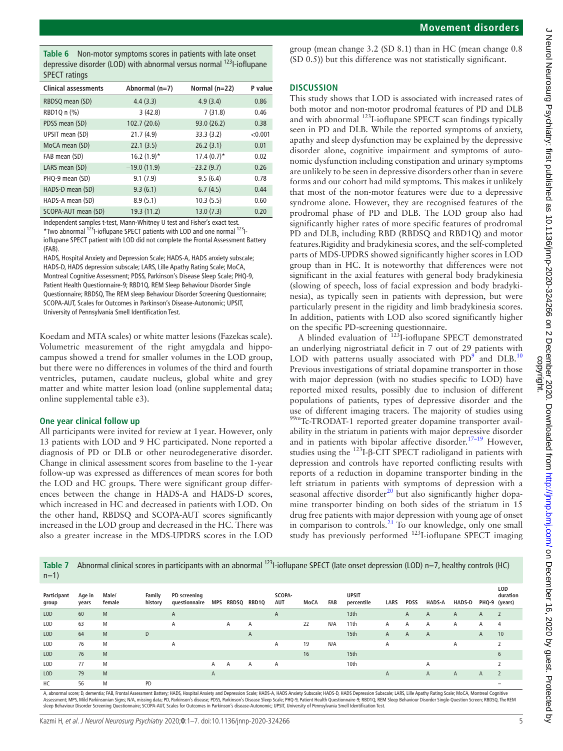**Table 6** Non-motor symptoms scores in patients with late onset depressive disorder (LOD) with abnormal versus normal $^{123}$I-ioflupane SPECT ratings

| Clinical assessments | Abnormal (n=7) | Normal (n=22) | P value |
|---|---|---|---|
| RBDSQ mean (SD) | 4.4 (3.3) | 4.9 (3.4) | 0.86 |
| RBD1Q n (%) | 3 (42.8) | 7 (31.8) | 0.46 |
| PDSS mean (SD) | 102.7 (20.6) | 93.0 (26.2) | 0.38 |
| UPSIT mean (SD) | 21.7 (4.9) | 33.3 (3.2) | <0.001 |
| MoCA mean (SD) | 22.1 (3.5) | 26.2 (3.1) | 0.01 |
| FAB mean (SD) | 16.2 (1.9)* | 17.4 (0.7)* | 0.02 |
| LARS mean (SD) | −19.0 (11.9) | −23.2 (9.7) | 0.26 |
| PHQ-9 mean (SD) | 9.1 (7.9) | 9.5 (6.4) | 0.78 |
| HADS-D mean (SD) | 9.3 (6.1) | 6.7 (4.5) | 0.44 |
| HADS-A mean (SD) | 8.9 (5.1) | 10.3 (5.5) | 0.60 |
| SCOPA-AUT mean (SD) | 19.3 (11.2) | 13.0 (7.3) | 0.20 |

Independent samples t-test, Mann-Whitney U test and Fisher's exact test.
*Two abnormal $^{123}$I-ioflupane SPECT patients with LOD and one normal $^{123}$I-ioflupane SPECT patient with LOD did not complete the Frontal Assessment Battery (FAB).
HADS, Hospital Anxiety and Depression Scale; HADS-A, HADS anxiety subscale; HADS-D, HADS depression subscale; LARS, Lille Apathy Rating Scale; MoCA, Montreal Cognitive Assessment; PDSS, Parkinson's Disease Sleep Scale; PHQ-9, Patient Health Questionnaire-9; RBD1Q, REM Sleep Behaviour Disorder Single Questionnaire; RBDSQ, The REM sleep Behaviour Disorder Screening Questionnaire; SCOPA-AUT, Scales for Outcomes in Parkinson's Disease-Autonomic; UPSIT, University of Pennsylvania Smell Identification Test.

Koedam and MTA scales) or white matter lesions (Fazekas scale). Volumetric measurement of the right amygdala and hippocampus showed a trend for smaller volumes in the LOD group, but there were no differences in volumes of the third and fourth ventricles, putamen, caudate nucleus, global white and grey matter and white matter lesion load (online supplemental data; online supplemental table e3).

### One year clinical follow up

All participants were invited for review at 1 year. However, only 13 patients with LOD and 9 HC participated. None reported a diagnosis of PD or DLB or other neurodegenerative disorder. Change in clinical assessment scores from baseline to the 1-year follow-up was expressed as differences of mean scores for both the LOD and HC groups. There were significant group differences between the change in HADS-A and HADS-D scores, which increased in HC and decreased in patients with LOD. On the other hand, RBDSQ and SCOPA-AUT scores significantly increased in the LOD group and decreased in the HC. There was also a greater increase in the MDS-UPDRS scores in the LOD group (mean change 3.2 (SD 8.1) than in HC (mean change 0.8 (SD 0.5)) but this difference was not statistically significant.

## DISCUSSION

This study shows that LOD is associated with increased rates of both motor and non-motor prodromal features of PD and DLB and with abnormal $^{123}$I-ioflupane SPECT scan findings typically seen in PD and DLB. While the reported symptoms of anxiety, apathy and sleep dysfunction may be explained by the depressive disorder alone, cognitive impairment and symptoms of autonomic dysfunction including constipation and urinary symptoms are unlikely to be seen in depressive disorders other than in severe forms and our cohort had mild symptoms. This makes it unlikely that most of the non-motor features were due to a depressive syndrome alone. However, they are recognised features of the prodromal phase of PD and DLB. The LOD group also had significantly higher rates of more specific features of prodromal PD and DLB, including RBD (RBDSQ and RBD1Q) and motor features.Rigidity and bradykinesia scores, and the self-completed parts of MDS-UPDRS showed significantly higher scores in LOD group than in HC. It is noteworthy that differences were not significant in the axial features with general body bradykinesia (slowing of speech, loss of facial expression and body bradykinesia), as typically seen in patients with depression, but were particularly present in the rigidity and limb bradykinesia scores. In addition, patients with LOD also scored significantly higher on the specific PD-screening questionnaire.

A blinded evaluation of $^{123}$I-ioflupane SPECT demonstrated an underlying nigrostriatal deficit in 7 out of 29 patients with LOD with patterns usually associated with PD[9] and DLB.[10] Previous investigations of striatal dopamine transporter in those with major depression (with no studies specific to LOD) have reported mixed results, possibly due to inclusion of different populations of patients, types of depressive disorder and the use of different imaging tracers. The majority of studies using $^{99m}$Tc-TRODAT-1 reported greater dopamine transporter availability in the striatum in patients with major depressive disorder and in patients with bipolar affective disorder.[17–19] However, studies using the $^{123}$I-β-CIT SPECT radioligand in patients with depression and controls have reported conflicting results with reports of a reduction in dopamine transporter binding in the left striatum in patients with symptoms of depression with a seasonal affective disorder[20] but also significantly higher dopamine transporter binding on both sides of the striatum in 15 drug free patients with major depression with young age of onset in comparison to controls.[21] To our knowledge, only one small study has previously performed $^{123}$I-ioflupane SPECT imaging

**Table 7** Abnormal clinical scores in participants with an abnormal $^{123}$I-ioflupane SPECT (late onset depression (LOD) n=7, healthy controls (HC) n=1)

| Participant group | Age in years | Male/female | Family history | PD screening questionnaire | MPS | RBDSQ | RBD1Q | SCOPA-AUT | MoCA | FAB | UPSIT percentile | LARS | PDSS | HADS-A | HADS-D | PHQ-9 | LOD duration (years) |
|---|---|---|---|---|---|---|---|---|---|---|---|---|---|---|---|---|---|
| LOD | 60 | M | | A | | | | A | | | 13th | | A | A | A | A | 2 |
| LOD | 63 | M | | A | | A | A | | 22 | N/A | 11th | A | A | A | A | A | 4 |
| LOD | 64 | M | D | | | | A | | | | 15th | A | A | A | | A | 10 |
| LOD | 76 | M | | A | | | | A | 19 | N/A | | A | | | A | | 2 |
| LOD | 76 | M | | | | | | | 16 | | 15th | | | | | | 6 |
| LOD | 77 | M | | | A | A | A | A | | | 10th | | | A | | | 2 |
| LOD | 79 | M | | | A | | | | | | | A | | A | A | A | 2 |
| HC | 56 | M | PD | | | | | | | | | | | | | | – |

A, abnormal score; D, dementia; FAB, Frontal Assessment Battery; HADS, Hospital Anxiety and Depression Scale; HADS-A, HADS Anxiety Subscale; HADS-D, HADS Depression Subscale; LARS, Lille Apathy Rating Scale; MoCA, Montreal Cognitive Assessment; MPS, Mild Parkinsonian Signs; N/A, missing data; PD, Parkinson's disease; PDSS, Parkinson's Disease Sleep Scale; PHQ-9, Patient Health Questionnaire-9; RBD1Q, REM Sleep Behaviour Disorder Single-Question Screen; RBDSQ, The REM sleep Behaviour Disorder Screening Questionnaire; SCOPA-AUT, Scales for Outcomes in Parkinson's disease-Autonomic; UPSIT, University of Pennsylvania Smell Identification Test.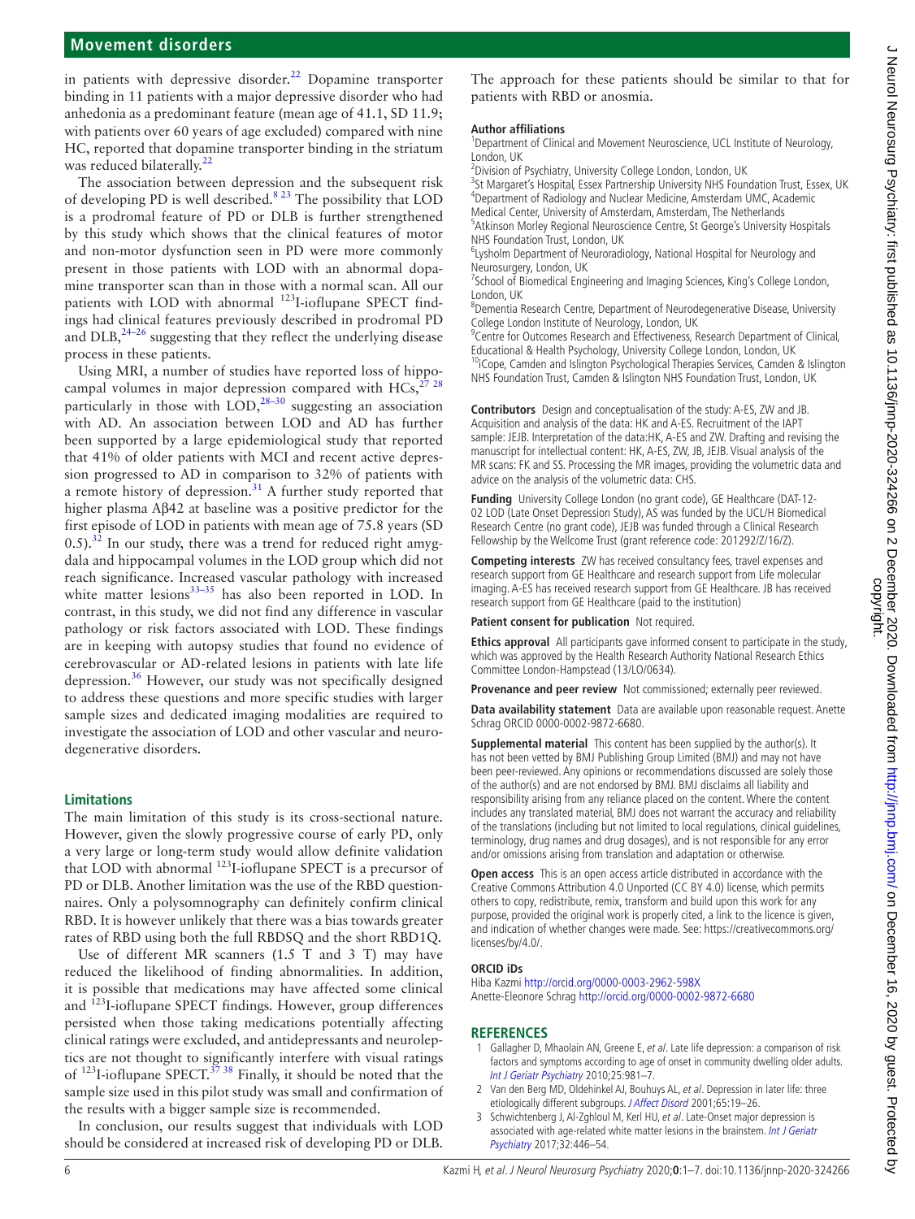in patients with depressive disorder.[22] Dopamine transporter binding in 11 patients with a major depressive disorder who had anhedonia as a predominant feature (mean age of 41.1, SD 11.9; with patients over 60 years of age excluded) compared with nine HC, reported that dopamine transporter binding in the striatum was reduced bilaterally.[22]

The association between depression and the subsequent risk of developing PD is well described.[8 23] The possibility that LOD is a prodromal feature of PD or DLB is further strengthened by this study which shows that the clinical features of motor and non-motor dysfunction seen in PD were more commonly present in those patients with LOD with an abnormal dopamine transporter scan than in those with a normal scan. All our patients with LOD with abnormal $^{123}$I-ioflupane SPECT findings had clinical features previously described in prodromal PD and DLB,[24–26] suggesting that they reflect the underlying disease process in these patients.

Using MRI, a number of studies have reported loss of hippocampal volumes in major depression compared with HCs,[27 28] particularly in those with LOD,[28–30] suggesting an association with AD. An association between LOD and AD has further been supported by a large epidemiological study that reported that 41% of older patients with MCI and recent active depression progressed to AD in comparison to 32% of patients with a remote history of depression.[31] A further study reported that higher plasma Aβ42 at baseline was a positive predictor for the first episode of LOD in patients with mean age of 75.8 years (SD 0.5).[32] In our study, there was a trend for reduced right amygdala and hippocampal volumes in the LOD group which did not reach significance. Increased vascular pathology with increased white matter lesions[33–35] has also been reported in LOD. In contrast, in this study, we did not find any difference in vascular pathology or risk factors associated with LOD. These findings are in keeping with autopsy studies that found no evidence of cerebrovascular or AD-related lesions in patients with late life depression.[36] However, our study was not specifically designed to address these questions and more specific studies with larger sample sizes and dedicated imaging modalities are required to investigate the association of LOD and other vascular and neurodegenerative disorders.

## Limitations

The main limitation of this study is its cross-sectional nature. However, given the slowly progressive course of early PD, only a very large or long-term study would allow definite validation that LOD with abnormal $^{123}$I-ioflupane SPECT is a precursor of PD or DLB. Another limitation was the use of the RBD questionnaires. Only a polysomnography can definitely confirm clinical RBD. It is however unlikely that there was a bias towards greater rates of RBD using both the full RBDSQ and the short RBD1Q.

Use of different MR scanners (1.5 T and 3 T) may have reduced the likelihood of finding abnormalities. In addition, it is possible that medications may have affected some clinical and $^{123}$I-ioflupane SPECT findings. However, group differences persisted when those taking medications potentially affecting clinical ratings were excluded, and antidepressants and neuroleptics are not thought to significantly interfere with visual ratings of $^{123}$I-ioflupane SPECT.[37 38] Finally, it should be noted that the sample size used in this pilot study was small and confirmation of the results with a bigger sample size is recommended.

In conclusion, our results suggest that individuals with LOD should be considered at increased risk of developing PD or DLB. The approach for these patients should be similar to that for patients with RBD or anosmia.

**Author affiliations**

[1]Department of Clinical and Movement Neuroscience, UCL Institute of Neurology, London, UK
[2]Division of Psychiatry, University College London, London, UK
[3]St Margaret's Hospital, Essex Partnership University NHS Foundation Trust, Essex, UK
[4]Department of Radiology and Nuclear Medicine, Amsterdam UMC, Academic Medical Center, University of Amsterdam, Amsterdam, The Netherlands
[5]Atkinson Morley Regional Neuroscience Centre, St George's University Hospitals NHS Foundation Trust, London, UK
[6]Lysholm Department of Neuroradiology, National Hospital for Neurology and Neurosurgery, London, UK
[7]School of Biomedical Engineering and Imaging Sciences, King's College London, London, UK
[8]Dementia Research Centre, Department of Neurodegenerative Disease, University College London Institute of Neurology, London, UK
[9]Centre for Outcomes Research and Effectiveness, Research Department of Clinical, Educational & Health Psychology, University College London, London, UK
[10]iCope, Camden and Islington Psychological Therapies Services, Camden & Islington NHS Foundation Trust, Camden & Islington NHS Foundation Trust, London, UK

**Contributors** Design and conceptualisation of the study: A-ES, ZW and JB. Acquisition and analysis of the data: HK and A-ES. Recruitment of the IAPT sample: JEJB. Interpretation of the data:HK, A-ES and ZW. Drafting and revising the manuscript for intellectual content: HK, A-ES, ZW, JB, JEJB. Visual analysis of the MR scans: FK and SS. Processing the MR images, providing the volumetric data and advice on the analysis of the volumetric data: CHS.

**Funding** University College London (no grant code), GE Healthcare (DAT-12-02 LOD (Late Onset Depression Study), AS was funded by the UCL/H Biomedical Research Centre (no grant code), JEJB was funded through a Clinical Research Fellowship by the Wellcome Trust (grant reference code: 201292/Z/16/Z).

**Competing interests** ZW has received consultancy fees, travel expenses and research support from GE Healthcare and research support from Life molecular imaging. A-ES has received research support from GE Healthcare. JB has received research support from GE Healthcare (paid to the institution)

**Patient consent for publication** Not required.

**Ethics approval** All participants gave informed consent to participate in the study, which was approved by the Health Research Authority National Research Ethics Committee London-Hampstead (13/LO/0634).

**Provenance and peer review** Not commissioned; externally peer reviewed.

**Data availability statement** Data are available upon reasonable request. Anette Schrag ORCID 0000-0002-9872-6680.

**Supplemental material** This content has been supplied by the author(s). It has not been vetted by BMJ Publishing Group Limited (BMJ) and may not have been peer-reviewed. Any opinions or recommendations discussed are solely those of the author(s) and are not endorsed by BMJ. BMJ disclaims all liability and responsibility arising from any reliance placed on the content. Where the content includes any translated material, BMJ does not warrant the accuracy and reliability of the translations (including but not limited to local regulations, clinical guidelines, terminology, drug names and drug dosages), and is not responsible for any error and/or omissions arising from translation and adaptation or otherwise.

**Open access** This is an open access article distributed in accordance with the Creative Commons Attribution 4.0 Unported (CC BY 4.0) license, which permits others to copy, redistribute, remix, transform and build upon this work for any purpose, provided the original work is properly cited, a link to the licence is given, and indication of whether changes were made. See: https://creativecommons.org/licenses/by/4.0/.

**ORCID iDs**

Hiba Kazmi http://orcid.org/0000-0003-2962-598X
Anette-Eleonore Schrag http://orcid.org/0000-0002-9872-6680

## REFERENCES

1. Gallagher D, Mhaolain AN, Greene E, *et al*. Late life depression: a comparison of risk factors and symptoms according to age of onset in community dwelling older adults. *Int J Geriatr Psychiatry* 2010;25:981–7.
2. Van den Berg MD, Oldehinkel AJ, Bouhuys AL, *et al*. Depression in later life: three etiologically different subgroups. *J Affect Disord* 2001;65:19–26.
3. Schwichtenberg J, Al-Zghloul M, Kerl HU, *et al*. Late-Onset major depression is associated with age-related white matter lesions in the brainstem. *Int J Geriatr Psychiatry* 2017;32:446–54.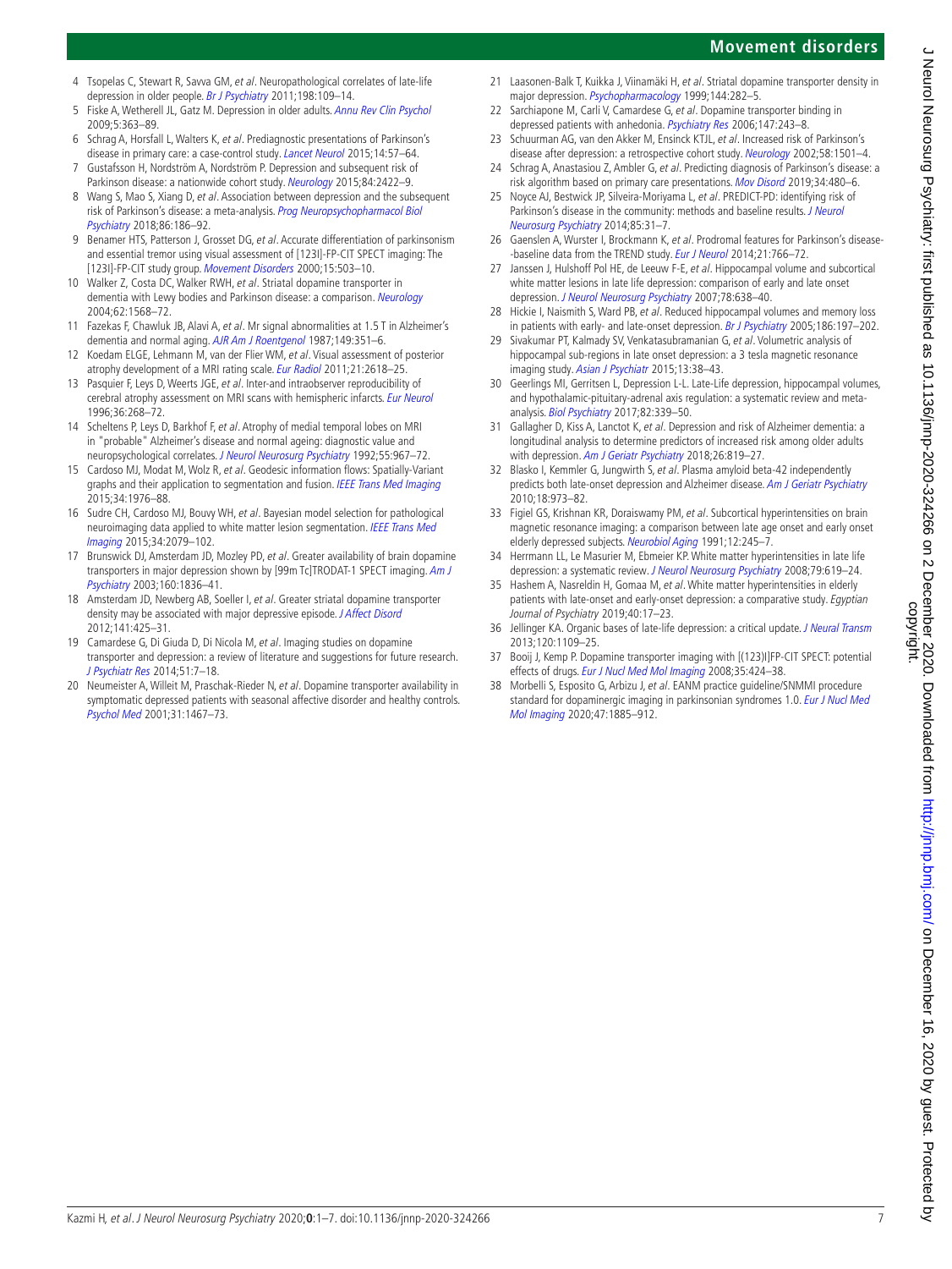4 Tsopelas C, Stewart R, Savva GM, *et al*. Neuropathological correlates of late-life depression in older people. *Br J Psychiatry* 2011;198:109–14.

5 Fiske A, Wetherell JL, Gatz M. Depression in older adults. *Annu Rev Clin Psychol* 2009;5:363–89.

6 Schrag A, Horsfall L, Walters K, *et al*. Prediagnostic presentations of Parkinson's disease in primary care: a case-control study. *Lancet Neurol* 2015;14:57–64.

7 Gustafsson H, Nordström A, Nordström P. Depression and subsequent risk of Parkinson disease: a nationwide cohort study. *Neurology* 2015;84:2422–9.

8 Wang S, Mao S, Xiang D, *et al*. Association between depression and the subsequent risk of Parkinson's disease: a meta-analysis. *Prog Neuropsychopharmacol Biol Psychiatry* 2018;86:186–92.

9 Benamer HTS, Patterson J, Grosset DG, *et al*. Accurate differentiation of parkinsonism and essential tremor using visual assessment of [123I]-FP-CIT SPECT imaging: The [123I]-FP-CIT study group. *Movement Disorders* 2000;15:503–10.

10 Walker Z, Costa DC, Walker RWH, *et al*. Striatal dopamine transporter in dementia with Lewy bodies and Parkinson disease: a comparison. *Neurology* 2004;62:1568–72.

11 Fazekas F, Chawluk JB, Alavi A, *et al*. Mr signal abnormalities at 1.5 T in Alzheimer's dementia and normal aging. *AJR Am J Roentgenol* 1987;149:351–6.

12 Koedam ELGE, Lehmann M, van der Flier WM, *et al*. Visual assessment of posterior atrophy development of a MRI rating scale. *Eur Radiol* 2011;21:2618–25.

13 Pasquier F, Leys D, Weerts JGE, *et al*. Inter-and intraobserver reproducibility of cerebral atrophy assessment on MRI scans with hemispheric infarcts. *Eur Neurol* 1996;36:268–72.

14 Scheltens P, Leys D, Barkhof F, *et al*. Atrophy of medial temporal lobes on MRI in "probable" Alzheimer's disease and normal ageing: diagnostic value and neuropsychological correlates. *J Neurol Neurosurg Psychiatry* 1992;55:967–72.

15 Cardoso MJ, Modat M, Wolz R, *et al*. Geodesic information flows: Spatially-Variant graphs and their application to segmentation and fusion. *IEEE Trans Med Imaging* 2015;34:1976–88.

16 Sudre CH, Cardoso MJ, Bouvy WH, *et al*. Bayesian model selection for pathological neuroimaging data applied to white matter lesion segmentation. *IEEE Trans Med Imaging* 2015;34:2079–102.

17 Brunswick DJ, Amsterdam JD, Mozley PD, *et al*. Greater availability of brain dopamine transporters in major depression shown by [99m Tc]TRODAT-1 SPECT imaging. *Am J Psychiatry* 2003;160:1836–41.

18 Amsterdam JD, Newberg AB, Soeller I, *et al*. Greater striatal dopamine transporter density may be associated with major depressive episode. *J Affect Disord* 2012;141:425–31.

19 Camardese G, Di Giuda D, Di Nicola M, *et al*. Imaging studies on dopamine transporter and depression: a review of literature and suggestions for future research. *J Psychiatr Res* 2014;51:7–18.

20 Neumeister A, Willeit M, Praschak-Rieder N, *et al*. Dopamine transporter availability in symptomatic depressed patients with seasonal affective disorder and healthy controls. *Psychol Med* 2001;31:1467–73.

21 Laasonen-Balk T, Kuikka J, Viinamäki H, *et al*. Striatal dopamine transporter density in major depression. *Psychopharmacology* 1999;144:282–5.

22 Sarchiapone M, Carli V, Camardese G, *et al*. Dopamine transporter binding in depressed patients with anhedonia. *Psychiatry Res* 2006;147:243–8.

23 Schuurman AG, van den Akker M, Ensinck KTJL, *et al*. Increased risk of Parkinson's disease after depression: a retrospective cohort study. *Neurology* 2002;58:1501–4.

24 Schrag A, Anastasiou Z, Ambler G, *et al*. Predicting diagnosis of Parkinson's disease: a risk algorithm based on primary care presentations. *Mov Disord* 2019;34:480–6.

25 Noyce AJ, Bestwick JP, Silveira-Moriyama L, *et al*. PREDICT-PD: identifying risk of Parkinson's disease in the community: methods and baseline results. *J Neurol Neurosurg Psychiatry* 2014;85:31–7.

26 Gaenslen A, Wurster I, Brockmann K, *et al*. Prodromal features for Parkinson's disease--baseline data from the TREND study. *Eur J Neurol* 2014;21:766–72.

27 Janssen J, Hulshoff Pol HE, de Leeuw F-E, *et al*. Hippocampal volume and subcortical white matter lesions in late life depression: comparison of early and late onset depression. *J Neurol Neurosurg Psychiatry* 2007;78:638–40.

28 Hickie I, Naismith S, Ward PB, *et al*. Reduced hippocampal volumes and memory loss in patients with early- and late-onset depression. *Br J Psychiatry* 2005;186:197–202.

29 Sivakumar PT, Kalmady SV, Venkatasubramanian G, *et al*. Volumetric analysis of hippocampal sub-regions in late onset depression: a 3 tesla magnetic resonance imaging study. *Asian J Psychiatr* 2015;13:38–43.

30 Geerlings MI, Gerritsen L, Depression L-L. Late-Life depression, hippocampal volumes, and hypothalamic-pituitary-adrenal axis regulation: a systematic review and meta-analysis. *Biol Psychiatry* 2017;82:339–50.

31 Gallagher D, Kiss A, Lanctot K, *et al*. Depression and risk of Alzheimer dementia: a longitudinal analysis to determine predictors of increased risk among older adults with depression. *Am J Geriatr Psychiatry* 2018;26:819–27.

32 Blasko I, Kemmler G, Jungwirth S, *et al*. Plasma amyloid beta-42 independently predicts both late-onset depression and Alzheimer disease. *Am J Geriatr Psychiatry* 2010;18:973–82.

33 Figiel GS, Krishnan KR, Doraiswamy PM, *et al*. Subcortical hyperintensities on brain magnetic resonance imaging: a comparison between late age onset and early onset elderly depressed subjects. *Neurobiol Aging* 1991;12:245–7.

34 Herrmann LL, Le Masurier M, Ebmeier KP. White matter hyperintensities in late life depression: a systematic review. *J Neurol Neurosurg Psychiatry* 2008;79:619–24.

35 Hashem A, Nasreldin H, Gomaa M, *et al*. White matter hyperintensities in elderly patients with late-onset and early-onset depression: a comparative study. *Egyptian Journal of Psychiatry* 2019;40:17–23.

36 Jellinger KA. Organic bases of late-life depression: a critical update. *J Neural Transm* 2013;120:1109–25.

37 Booij J, Kemp P. Dopamine transporter imaging with [(123)I]FP-CIT SPECT: potential effects of drugs. *Eur J Nucl Med Mol Imaging* 2008;35:424–38.

38 Morbelli S, Esposito G, Arbizu J, *et al*. EANM practice guideline/SNMMI procedure standard for dopaminergic imaging in parkinsonian syndromes 1.0. *Eur J Nucl Med Mol Imaging* 2020;47:1885–912.